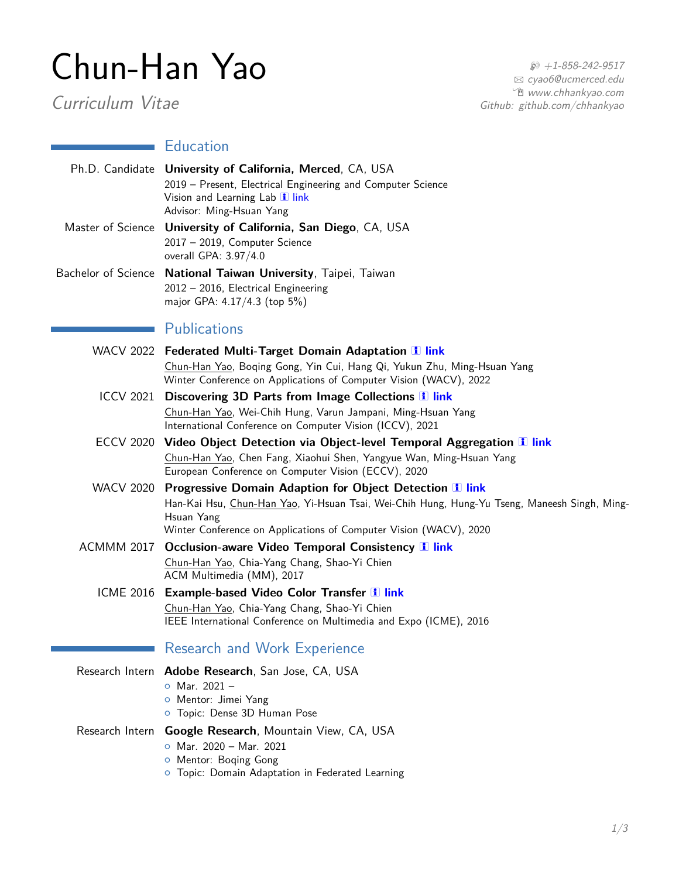# Chun-Han Yao

*Curriculum Vitae*

*+1-858-242-9517*
*cyao6@ucmerced.edu*
*www.chhankyao.com*
*Github: github.com/chhankyao*

## Education

**Ph.D. Candidate** — **University of California, Merced**, CA, USA
2019 – Present, Electrical Engineering and Computer Science
Vision and Learning Lab link
Advisor: Ming-Hsuan Yang

**Master of Science** — **University of California, San Diego**, CA, USA
2017 – 2019, Computer Science
overall GPA: 3.97/4.0

**Bachelor of Science** — **National Taiwan University**, Taipei, Taiwan
2012 – 2016, Electrical Engineering
major GPA: 4.17/4.3 (top 5%)

## Publications

**WACV 2022** — **Federated Multi-Target Domain Adaptation** link
Chun-Han Yao, Boqing Gong, Yin Cui, Hang Qi, Yukun Zhu, Ming-Hsuan Yang
Winter Conference on Applications of Computer Vision (WACV), 2022

**ICCV 2021** — **Discovering 3D Parts from Image Collections** link
Chun-Han Yao, Wei-Chih Hung, Varun Jampani, Ming-Hsuan Yang
International Conference on Computer Vision (ICCV), 2021

**ECCV 2020** — **Video Object Detection via Object-level Temporal Aggregation** link
Chun-Han Yao, Chen Fang, Xiaohui Shen, Yangyue Wan, Ming-Hsuan Yang
European Conference on Computer Vision (ECCV), 2020

**WACV 2020** — **Progressive Domain Adaption for Object Detection** link
Han-Kai Hsu, Chun-Han Yao, Yi-Hsuan Tsai, Wei-Chih Hung, Hung-Yu Tseng, Maneesh Singh, Ming-Hsuan Yang
Winter Conference on Applications of Computer Vision (WACV), 2020

**ACMMM 2017** — **Occlusion-aware Video Temporal Consistency** link
Chun-Han Yao, Chia-Yang Chang, Shao-Yi Chien
ACM Multimedia (MM), 2017

**ICME 2016** — **Example-based Video Color Transfer** link
Chun-Han Yao, Chia-Yang Chang, Shao-Yi Chien
IEEE International Conference on Multimedia and Expo (ICME), 2016

## Research and Work Experience

**Research Intern** — **Adobe Research**, San Jose, CA, USA
- Mar. 2021 –
- Mentor: Jimei Yang
- Topic: Dense 3D Human Pose

**Research Intern** — **Google Research**, Mountain View, CA, USA
- Mar. 2020 – Mar. 2021
- Mentor: Boqing Gong
- Topic: Domain Adaptation in Federated Learning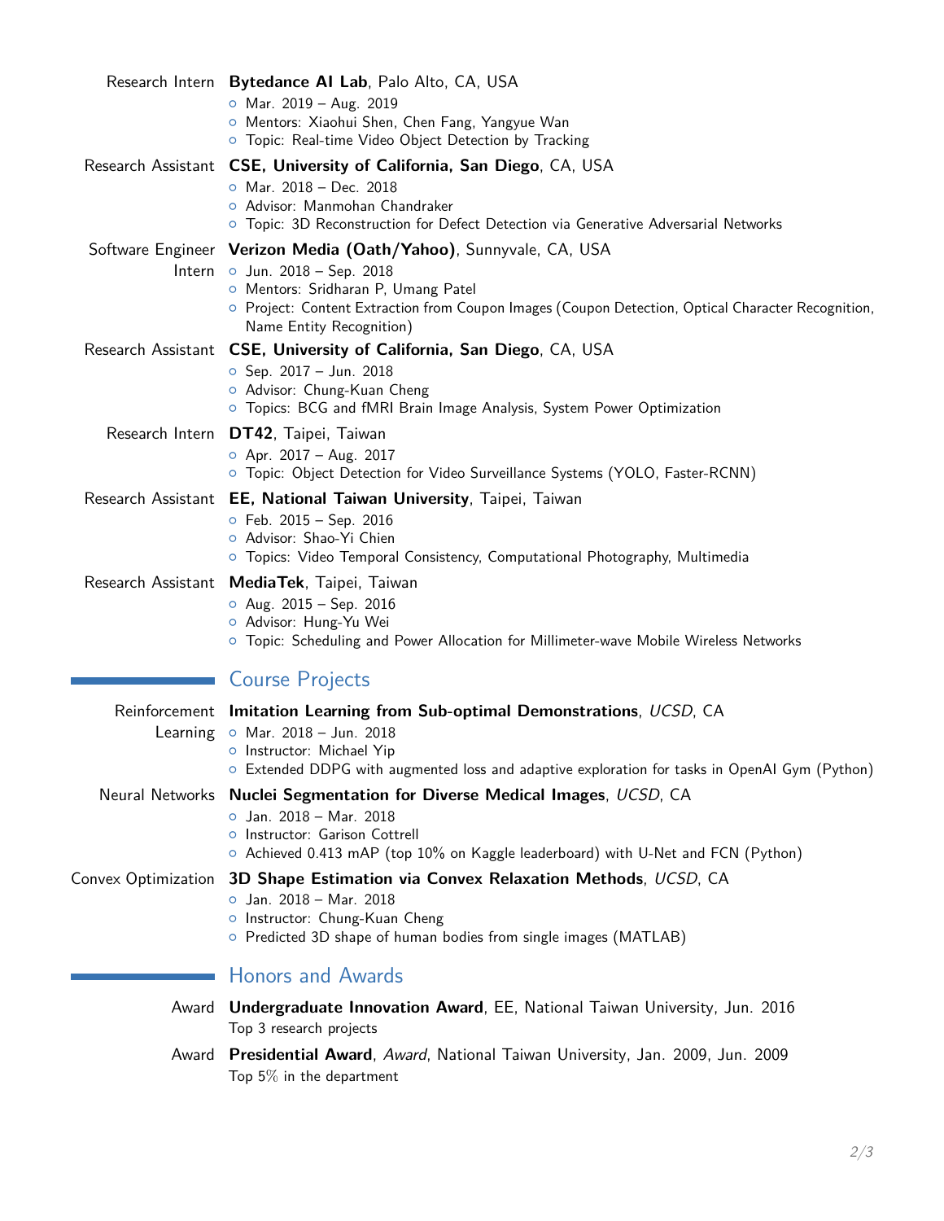**Research Intern** — **Bytedance AI Lab**, Palo Alto, CA, USA
- Mar. 2019 – Aug. 2019
- Mentors: Xiaohui Shen, Chen Fang, Yangyue Wan
- Topic: Real-time Video Object Detection by Tracking

**Research Assistant** — **CSE, University of California, San Diego**, CA, USA
- Mar. 2018 – Dec. 2018
- Advisor: Manmohan Chandraker
- Topic: 3D Reconstruction for Defect Detection via Generative Adversarial Networks

**Software Engineer Intern** — **Verizon Media (Oath/Yahoo)**, Sunnyvale, CA, USA
- Jun. 2018 – Sep. 2018
- Mentors: Sridharan P, Umang Patel
- Project: Content Extraction from Coupon Images (Coupon Detection, Optical Character Recognition, Name Entity Recognition)

**Research Assistant** — **CSE, University of California, San Diego**, CA, USA
- Sep. 2017 – Jun. 2018
- Advisor: Chung-Kuan Cheng
- Topics: BCG and fMRI Brain Image Analysis, System Power Optimization

**Research Intern** — **DT42**, Taipei, Taiwan
- Apr. 2017 – Aug. 2017
- Topic: Object Detection for Video Surveillance Systems (YOLO, Faster-RCNN)

**Research Assistant** — **EE, National Taiwan University**, Taipei, Taiwan
- Feb. 2015 – Sep. 2016
- Advisor: Shao-Yi Chien
- Topics: Video Temporal Consistency, Computational Photography, Multimedia

**Research Assistant** — **MediaTek**, Taipei, Taiwan
- Aug. 2015 – Sep. 2016
- Advisor: Hung-Yu Wei
- Topic: Scheduling and Power Allocation for Millimeter-wave Mobile Wireless Networks

## Course Projects

**Reinforcement Learning** — **Imitation Learning from Sub-optimal Demonstrations**, *UCSD*, CA
- Mar. 2018 – Jun. 2018
- Instructor: Michael Yip
- Extended DDPG with augmented loss and adaptive exploration for tasks in OpenAI Gym (Python)

**Neural Networks** — **Nuclei Segmentation for Diverse Medical Images**, *UCSD*, CA
- Jan. 2018 – Mar. 2018
- Instructor: Garison Cottrell
- Achieved 0.413 mAP (top 10% on Kaggle leaderboard) with U-Net and FCN (Python)

**Convex Optimization** — **3D Shape Estimation via Convex Relaxation Methods**, *UCSD*, CA
- Jan. 2018 – Mar. 2018
- Instructor: Chung-Kuan Cheng
- Predicted 3D shape of human bodies from single images (MATLAB)

## Honors and Awards

**Award** — **Undergraduate Innovation Award**, EE, National Taiwan University, Jun. 2016
Top 3 research projects

**Award** — **Presidential Award**, *Award*, National Taiwan University, Jan. 2009, Jun. 2009
Top 5% in the department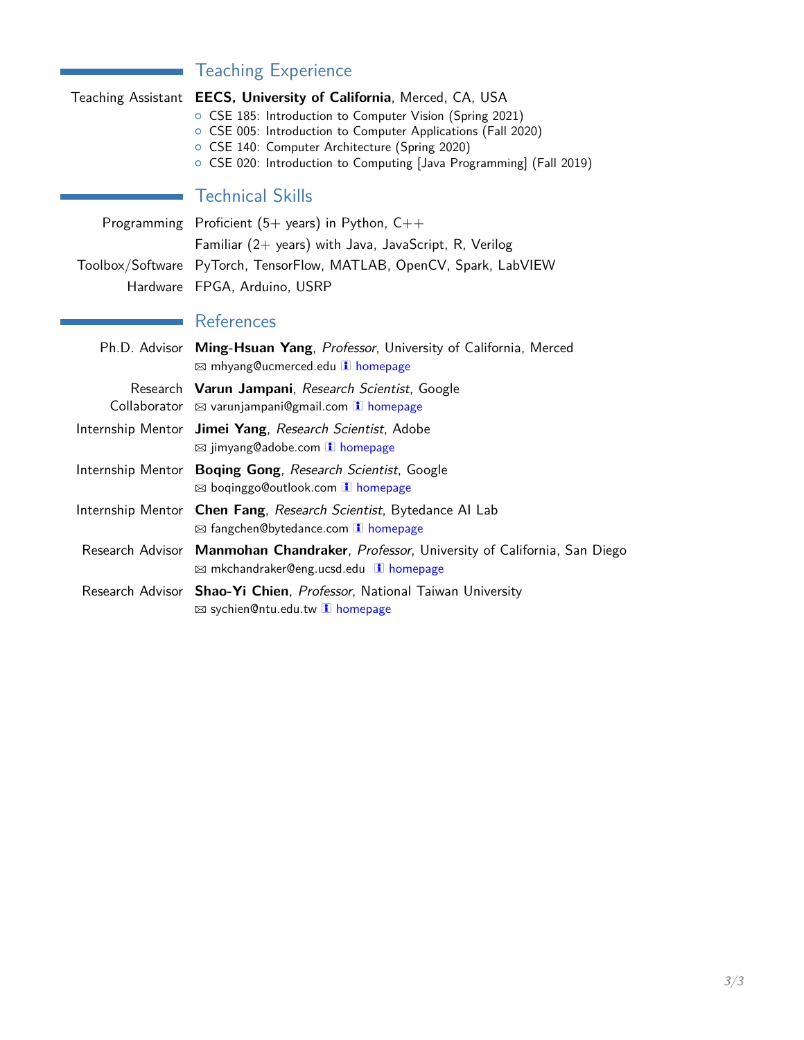## Teaching Experience

**Teaching Assistant** — **EECS, University of California**, Merced, CA, USA

- CSE 185: Introduction to Computer Vision (Spring 2021)
- CSE 005: Introduction to Computer Applications (Fall 2020)
- CSE 140: Computer Architecture (Spring 2020)
- CSE 020: Introduction to Computing [Java Programming] (Fall 2019)

## Technical Skills

**Programming** — Proficient (5+ years) in Python, C++

Familiar (2+ years) with Java, JavaScript, R, Verilog

**Toolbox/Software** — PyTorch, TensorFlow, MATLAB, OpenCV, Spark, LabVIEW

**Hardware** — FPGA, Arduino, USRP

## References

**Ph.D. Advisor** — **Ming-Hsuan Yang**, *Professor*, University of California, Merced
mhyang@ucmerced.edu homepage

**Research Collaborator** — **Varun Jampani**, *Research Scientist*, Google
varunjampani@gmail.com homepage

**Internship Mentor** — **Jimei Yang**, *Research Scientist*, Adobe
jimyang@adobe.com homepage

**Internship Mentor** — **Boqing Gong**, *Research Scientist*, Google
boqinggo@outlook.com homepage

**Internship Mentor** — **Chen Fang**, *Research Scientist*, Bytedance AI Lab
fangchen@bytedance.com homepage

**Research Advisor** — **Manmohan Chandraker**, *Professor*, University of California, San Diego
mkchandraker@eng.ucsd.edu homepage

**Research Advisor** — **Shao-Yi Chien**, *Professor*, National Taiwan University
sychien@ntu.edu.tw homepage